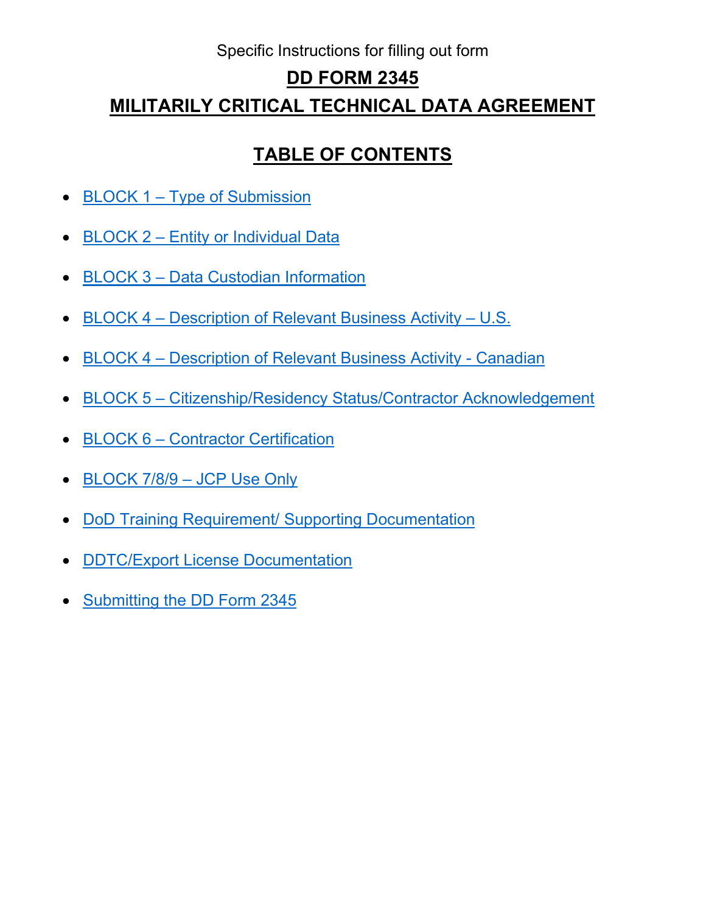Specific Instructions for filling out form

# DD FORM 2345

# MILITARILY CRITICAL TECHNICAL DATA AGREEMENT

## TABLE OF CONTENTS

- BLOCK 1 – Type of Submission
- BLOCK 2 – Entity or Individual Data
- BLOCK 3 – Data Custodian Information
- BLOCK 4 – Description of Relevant Business Activity – U.S.
- BLOCK 4 – Description of Relevant Business Activity - Canadian
- BLOCK 5 – Citizenship/Residency Status/Contractor Acknowledgement
- BLOCK 6 – Contractor Certification
- BLOCK 7/8/9 – JCP Use Only
- DoD Training Requirement/ Supporting Documentation
- DDTC/Export License Documentation
- Submitting the DD Form 2345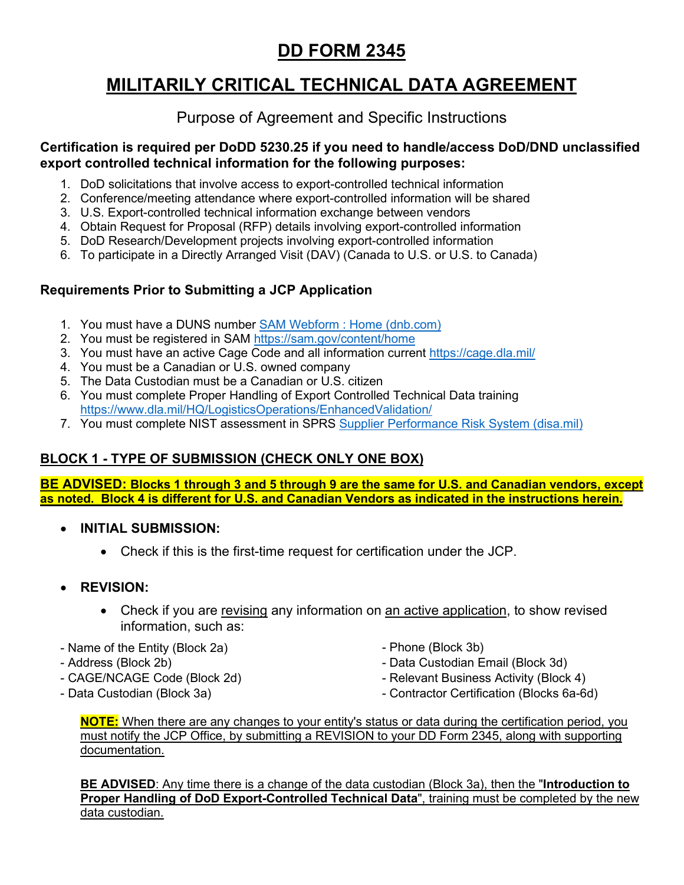# DD FORM 2345

# MILITARILY CRITICAL TECHNICAL DATA AGREEMENT

## Purpose of Agreement and Specific Instructions

**Certification is required per DoDD 5230.25 if you need to handle/access DoD/DND unclassified export controlled technical information for the following purposes:**

1. DoD solicitations that involve access to export-controlled technical information
2. Conference/meeting attendance where export-controlled information will be shared
3. U.S. Export-controlled technical information exchange between vendors
4. Obtain Request for Proposal (RFP) details involving export-controlled information
5. DoD Research/Development projects involving export-controlled information
6. To participate in a Directly Arranged Visit (DAV) (Canada to U.S. or U.S. to Canada)

### Requirements Prior to Submitting a JCP Application

1. You must have a DUNS number [SAM Webform : Home (dnb.com)](SAM Webform : Home (dnb.com))
2. You must be registered in SAM https://sam.gov/content/home
3. You must have an active Cage Code and all information current https://cage.dla.mil/
4. You must be a Canadian or U.S. owned company
5. The Data Custodian must be a Canadian or U.S. citizen
6. You must complete Proper Handling of Export Controlled Technical Data training https://www.dla.mil/HQ/LogisticsOperations/EnhancedValidation/
7. You must complete NIST assessment in SPRS [Supplier Performance Risk System (disa.mil)](Supplier Performance Risk System (disa.mil))

### BLOCK 1 - TYPE OF SUBMISSION (CHECK ONLY ONE BOX)

**BE ADVISED: Blocks 1 through 3 and 5 through 9 are the same for U.S. and Canadian vendors, except as noted. Block 4 is different for U.S. and Canadian Vendors as indicated in the instructions herein.**

- **INITIAL SUBMISSION:**
  - Check if this is the first-time request for certification under the JCP.

- **REVISION:**
  - Check if you are revising any information on an active application, to show revised information, such as:

- Name of the Entity (Block 2a)
- Address (Block 2b)
- CAGE/NCAGE Code (Block 2d)
- Data Custodian (Block 3a)
- Phone (Block 3b)
- Data Custodian Email (Block 3d)
- Relevant Business Activity (Block 4)
- Contractor Certification (Blocks 6a-6d)

**NOTE:** When there are any changes to your entity's status or data during the certification period, you must notify the JCP Office, by submitting a REVISION to your DD Form 2345, along with supporting documentation.

**BE ADVISED**: Any time there is a change of the data custodian (Block 3a), then the "**Introduction to Proper Handling of DoD Export-Controlled Technical Data**", training must be completed by the new data custodian.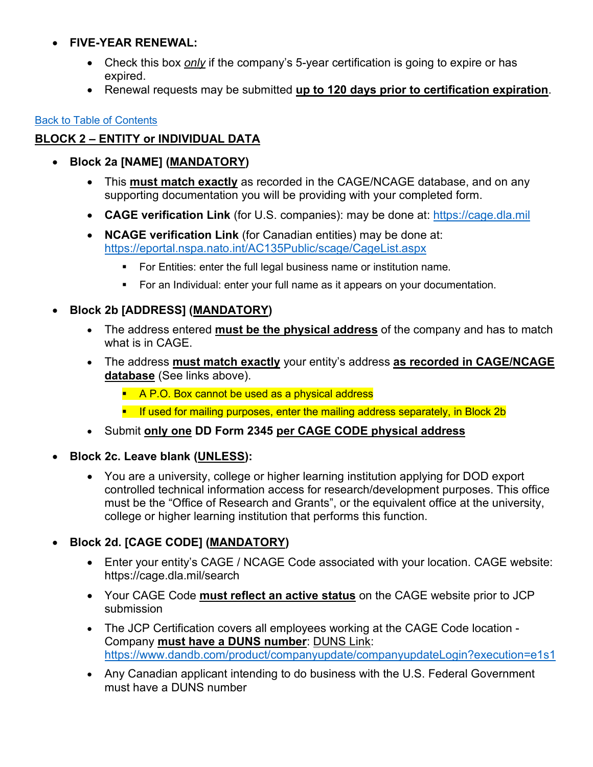- **FIVE-YEAR RENEWAL:**
    - Check this box *only* if the company's 5-year certification is going to expire or has expired.
    - Renewal requests may be submitted **up to 120 days prior to certification expiration**.

Back to Table of Contents

**BLOCK 2 – ENTITY or INDIVIDUAL DATA**

- **Block 2a [NAME] (MANDATORY)**
    - This **must match exactly** as recorded in the CAGE/NCAGE database, and on any supporting documentation you will be providing with your completed form.
    - **CAGE verification Link** (for U.S. companies): may be done at: https://cage.dla.mil
    - **NCAGE verification Link** (for Canadian entities) may be done at: https://eportal.nspa.nato.int/AC135Public/scage/CageList.aspx
        - For Entities: enter the full legal business name or institution name.
        - For an Individual: enter your full name as it appears on your documentation.

- **Block 2b [ADDRESS] (MANDATORY)**
    - The address entered **must be the physical address** of the company and has to match what is in CAGE.
    - The address **must match exactly** your entity's address **as recorded in CAGE/NCAGE database** (See links above).
        - A P.O. Box cannot be used as a physical address
        - If used for mailing purposes, enter the mailing address separately, in Block 2b
    - Submit **only one** **DD Form 2345** **per CAGE CODE physical address**

- **Block 2c. Leave blank (UNLESS):**
    - You are a university, college or higher learning institution applying for DOD export controlled technical information access for research/development purposes. This office must be the "Office of Research and Grants", or the equivalent office at the university, college or higher learning institution that performs this function.

- **Block 2d. [CAGE CODE] (MANDATORY)**
    - Enter your entity's CAGE / NCAGE Code associated with your location. CAGE website: https://cage.dla.mil/search
    - Your CAGE Code **must reflect an active status** on the CAGE website prior to JCP submission
    - The JCP Certification covers all employees working at the CAGE Code location - Company **must have a DUNS number**: DUNS Link: https://www.dandb.com/product/companyupdate/companyupdateLogin?execution=e1s1
    - Any Canadian applicant intending to do business with the U.S. Federal Government must have a DUNS number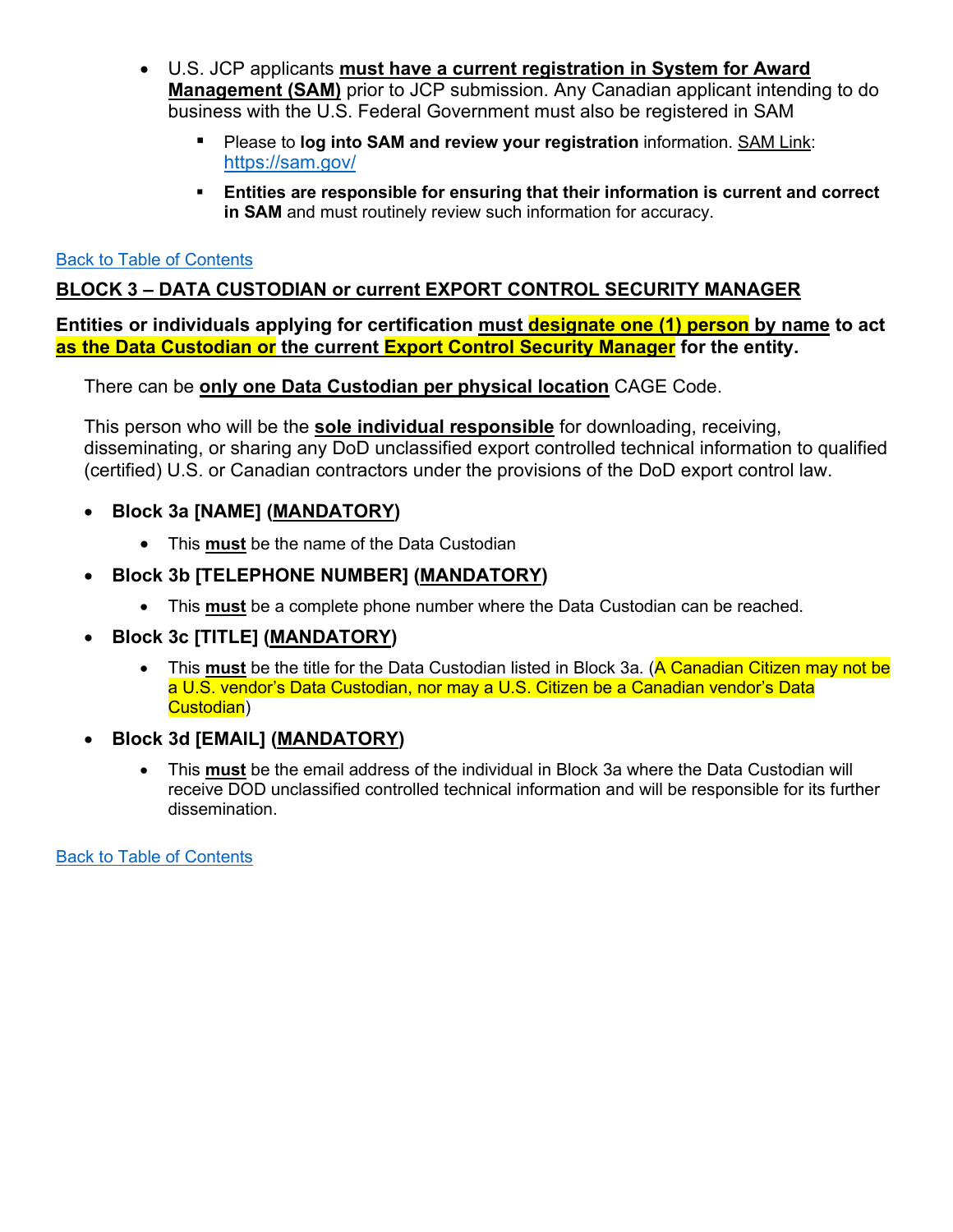- U.S. JCP applicants **must have a current registration in System for Award Management (SAM)** prior to JCP submission. Any Canadian applicant intending to do business with the U.S. Federal Government must also be registered in SAM
  - Please to **log into SAM and review your registration** information. SAM Link: https://sam.gov/
  - **Entities are responsible for ensuring that their information is current and correct in SAM** and must routinely review such information for accuracy.

Back to Table of Contents

## BLOCK 3 – DATA CUSTODIAN or current EXPORT CONTROL SECURITY MANAGER

**Entities or individuals applying for certification must designate one (1) person by name to act as the Data Custodian or the current Export Control Security Manager for the entity.**

There can be **only one Data Custodian per physical location** CAGE Code.

This person who will be the **sole individual responsible** for downloading, receiving, disseminating, or sharing any DoD unclassified export controlled technical information to qualified (certified) U.S. or Canadian contractors under the provisions of the DoD export control law.

- **Block 3a [NAME] (MANDATORY)**
  - This **must** be the name of the Data Custodian
- **Block 3b [TELEPHONE NUMBER] (MANDATORY)**
  - This **must** be a complete phone number where the Data Custodian can be reached.
- **Block 3c [TITLE] (MANDATORY)**
  - This **must** be the title for the Data Custodian listed in Block 3a. (A Canadian Citizen may not be a U.S. vendor's Data Custodian, nor may a U.S. Citizen be a Canadian vendor's Data Custodian)
- **Block 3d [EMAIL] (MANDATORY)**
  - This **must** be the email address of the individual in Block 3a where the Data Custodian will receive DOD unclassified controlled technical information and will be responsible for its further dissemination.

Back to Table of Contents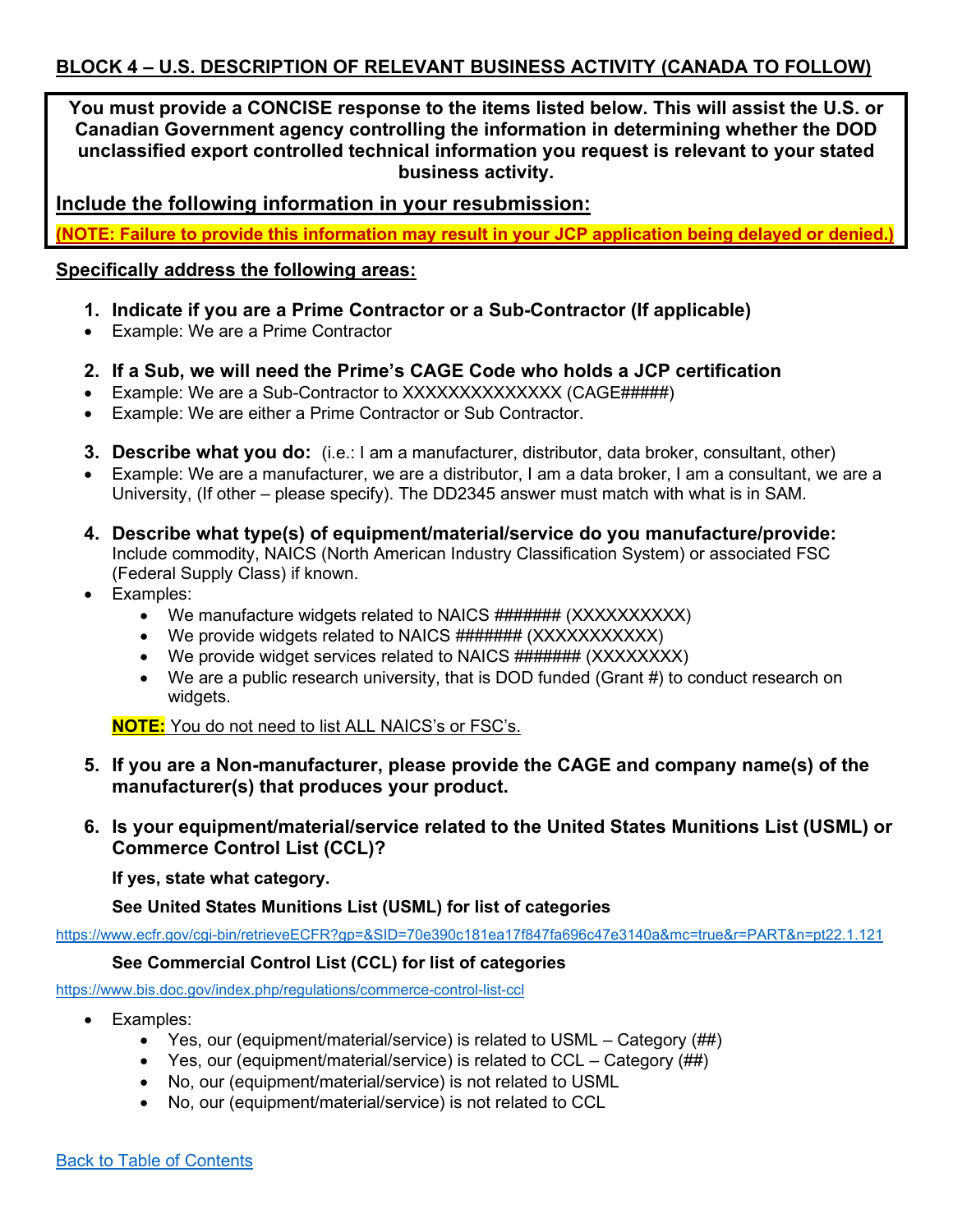## BLOCK 4 – U.S. DESCRIPTION OF RELEVANT BUSINESS ACTIVITY (CANADA TO FOLLOW)

**You must provide a CONCISE response to the items listed below. This will assist the U.S. or Canadian Government agency controlling the information in determining whether the DOD unclassified export controlled technical information you request is relevant to your stated business activity.**

**Include the following information in your resubmission:**

**(NOTE: Failure to provide this information may result in your JCP application being delayed or denied.)**

**Specifically address the following areas:**

1. **Indicate if you are a Prime Contractor or a Sub-Contractor (If applicable)**
   - Example: We are a Prime Contractor

2. **If a Sub, we will need the Prime's CAGE Code who holds a JCP certification**
   - Example: We are a Sub-Contractor to XXXXXXXXXXXXXX (CAGE#####)
   - Example: We are either a Prime Contractor or Sub Contractor.

3. **Describe what you do:** (i.e.: I am a manufacturer, distributor, data broker, consultant, other)
   - Example: We are a manufacturer, we are a distributor, I am a data broker, I am a consultant, we are a University, (If other – please specify). The DD2345 answer must match with what is in SAM.

4. **Describe what type(s) of equipment/material/service do you manufacture/provide:** Include commodity, NAICS (North American Industry Classification System) or associated FSC (Federal Supply Class) if known.
   - Examples:
     - We manufacture widgets related to NAICS ####### (XXXXXXXXXX)
     - We provide widgets related to NAICS ####### (XXXXXXXXXXX)
     - We provide widget services related to NAICS ####### (XXXXXXXX)
     - We are a public research university, that is DOD funded (Grant #) to conduct research on widgets.

   **NOTE:** You do not need to list ALL NAICS's or FSC's.

5. **If you are a Non-manufacturer, please provide the CAGE and company name(s) of the manufacturer(s) that produces your product.**

6. **Is your equipment/material/service related to the United States Munitions List (USML) or Commerce Control List (CCL)?**

   **If yes, state what category.**

   **See United States Munitions List (USML) for list of categories**

   https://www.ecfr.gov/cgi-bin/retrieveECFR?gp=&SID=70e390c181ea17f847fa696c47e3140a&mc=true&r=PART&n=pt22.1.121

   **See Commercial Control List (CCL) for list of categories**

   https://www.bis.doc.gov/index.php/regulations/commerce-control-list-ccl

   - Examples:
     - Yes, our (equipment/material/service) is related to USML – Category (##)
     - Yes, our (equipment/material/service) is related to CCL – Category (##)
     - No, our (equipment/material/service) is not related to USML
     - No, our (equipment/material/service) is not related to CCL

Back to Table of Contents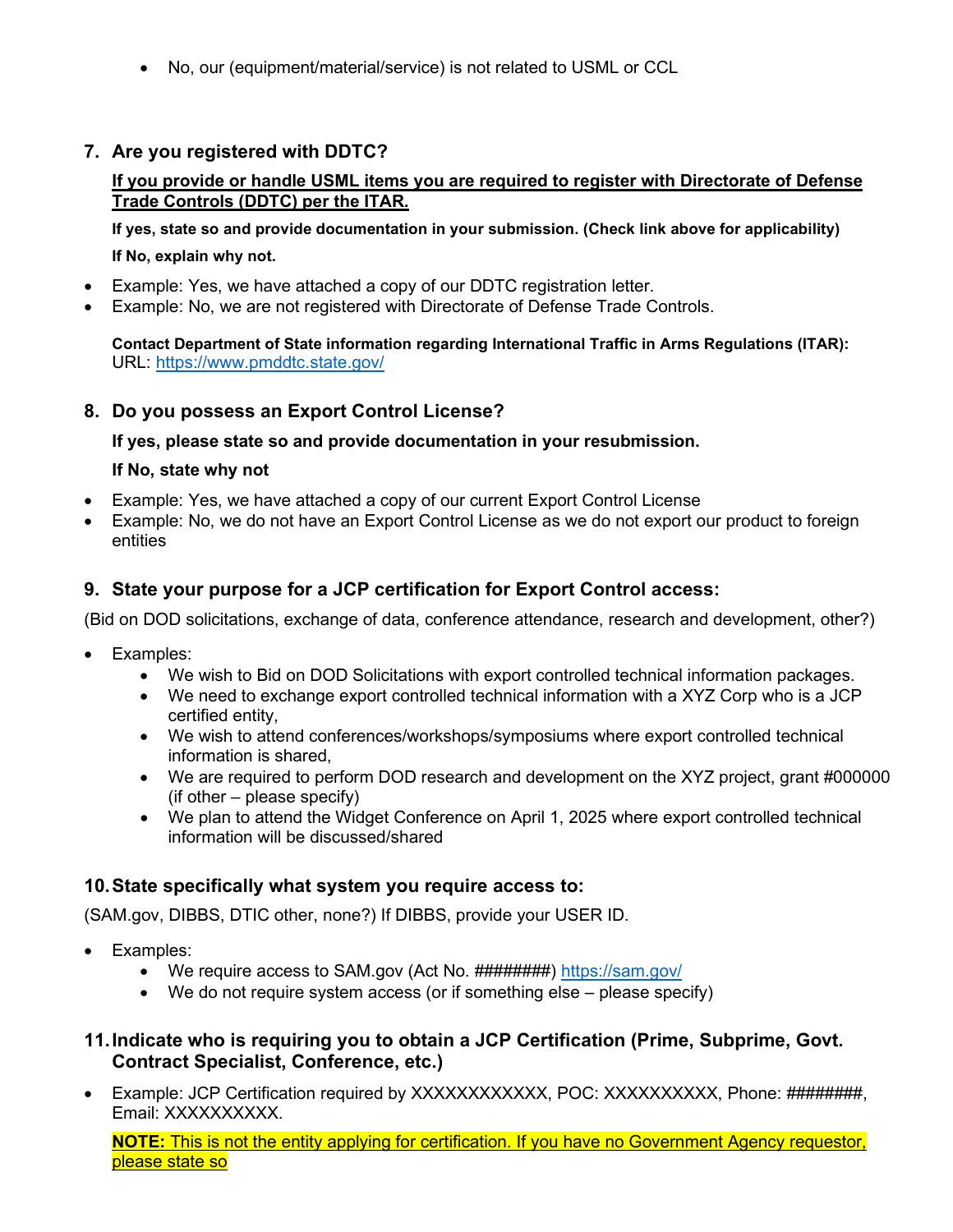- No, our (equipment/material/service) is not related to USML or CCL

## 7. Are you registered with DDTC?

**<u>If you provide or handle USML items you are required to register with Directorate of Defense Trade Controls (DDTC) per the ITAR.</u>**

**If yes, state so and provide documentation in your submission. (Check link above for applicability)**

**If No, explain why not.**

- Example: Yes, we have attached a copy of our DDTC registration letter.
- Example: No, we are not registered with Directorate of Defense Trade Controls.

**Contact Department of State information regarding International Traffic in Arms Regulations (ITAR):**
URL: https://www.pmddtc.state.gov/

## 8. Do you possess an Export Control License?

**If yes, please state so and provide documentation in your resubmission.**

**If No, state why not**

- Example: Yes, we have attached a copy of our current Export Control License
- Example: No, we do not have an Export Control License as we do not export our product to foreign entities

## 9. State your purpose for a JCP certification for Export Control access:

(Bid on DOD solicitations, exchange of data, conference attendance, research and development, other?)

- Examples:
  - We wish to Bid on DOD Solicitations with export controlled technical information packages.
  - We need to exchange export controlled technical information with a XYZ Corp who is a JCP certified entity,
  - We wish to attend conferences/workshops/symposiums where export controlled technical information is shared,
  - We are required to perform DOD research and development on the XYZ project, grant #000000 (if other – please specify)
  - We plan to attend the Widget Conference on April 1, 2025 where export controlled technical information will be discussed/shared

## 10. State specifically what system you require access to:

(SAM.gov, DIBBS, DTIC other, none?) If DIBBS, provide your USER ID.

- Examples:
  - We require access to SAM.gov (Act No. ########) https://sam.gov/
  - We do not require system access (or if something else – please specify)

## 11. Indicate who is requiring you to obtain a JCP Certification (Prime, Subprime, Govt. Contract Specialist, Conference, etc.)

- Example: JCP Certification required by XXXXXXXXXXXX, POC: XXXXXXXXXX, Phone: ########, Email: XXXXXXXXXX.

<u>**NOTE:** This is not the entity applying for certification. If you have no Government Agency requestor, please state so</u>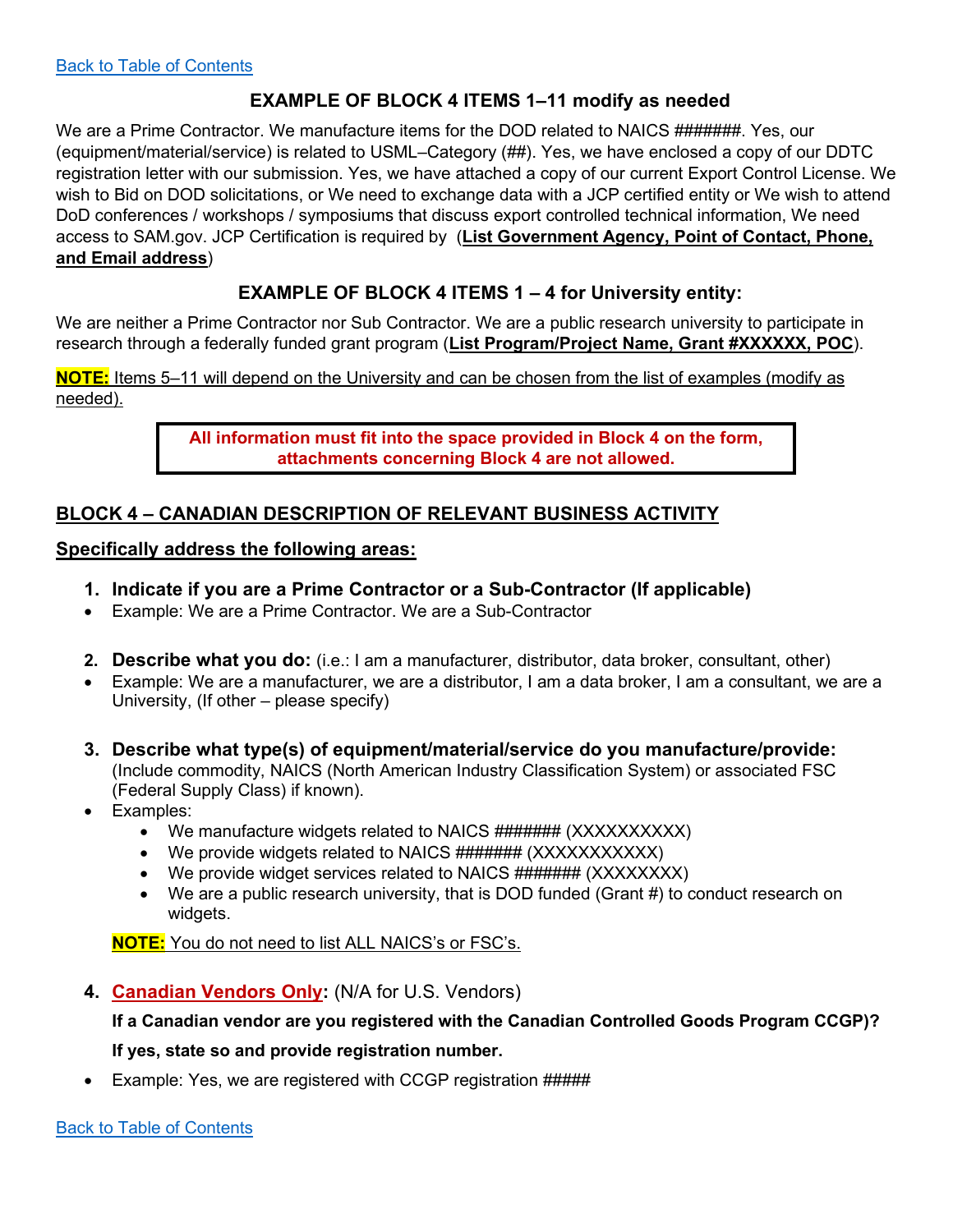Back to Table of Contents

### EXAMPLE OF BLOCK 4 ITEMS 1–11 modify as needed

We are a Prime Contractor. We manufacture items for the DOD related to NAICS #######. Yes, our (equipment/material/service) is related to USML–Category (##). Yes, we have enclosed a copy of our DDTC registration letter with our submission. Yes, we have attached a copy of our current Export Control License. We wish to Bid on DOD solicitations, or We need to exchange data with a JCP certified entity or We wish to attend DoD conferences / workshops / symposiums that discuss export controlled technical information, We need access to SAM.gov. JCP Certification is required by (**List Government Agency, Point of Contact, Phone, and Email address**)

### EXAMPLE OF BLOCK 4 ITEMS 1 – 4 for University entity:

We are neither a Prime Contractor nor Sub Contractor. We are a public research university to participate in research through a federally funded grant program (**List Program/Project Name, Grant #XXXXXX, POC**).

**NOTE:** Items 5–11 will depend on the University and can be chosen from the list of examples (modify as needed).

> **All information must fit into the space provided in Block 4 on the form, attachments concerning Block 4 are not allowed.**

## BLOCK 4 – CANADIAN DESCRIPTION OF RELEVANT BUSINESS ACTIVITY

**Specifically address the following areas:**

1. **Indicate if you are a Prime Contractor or a Sub-Contractor (If applicable)**
   - Example: We are a Prime Contractor. We are a Sub-Contractor

2. **Describe what you do:** (i.e.: I am a manufacturer, distributor, data broker, consultant, other)
   - Example: We are a manufacturer, we are a distributor, I am a data broker, I am a consultant, we are a University, (If other – please specify)

3. **Describe what type(s) of equipment/material/service do you manufacture/provide:** (Include commodity, NAICS (North American Industry Classification System) or associated FSC (Federal Supply Class) if known).
   - Examples:
     - We manufacture widgets related to NAICS ####### (XXXXXXXXXX)
     - We provide widgets related to NAICS ####### (XXXXXXXXXXX)
     - We provide widget services related to NAICS ####### (XXXXXXXX)
     - We are a public research university, that is DOD funded (Grant #) to conduct research on widgets.

   **NOTE:** You do not need to list ALL NAICS's or FSC's.

4. **Canadian Vendors Only:** (N/A for U.S. Vendors)

   **If a Canadian vendor are you registered with the Canadian Controlled Goods Program CCGP)?**

   **If yes, state so and provide registration number.**
   - Example: Yes, we are registered with CCGP registration #####

Back to Table of Contents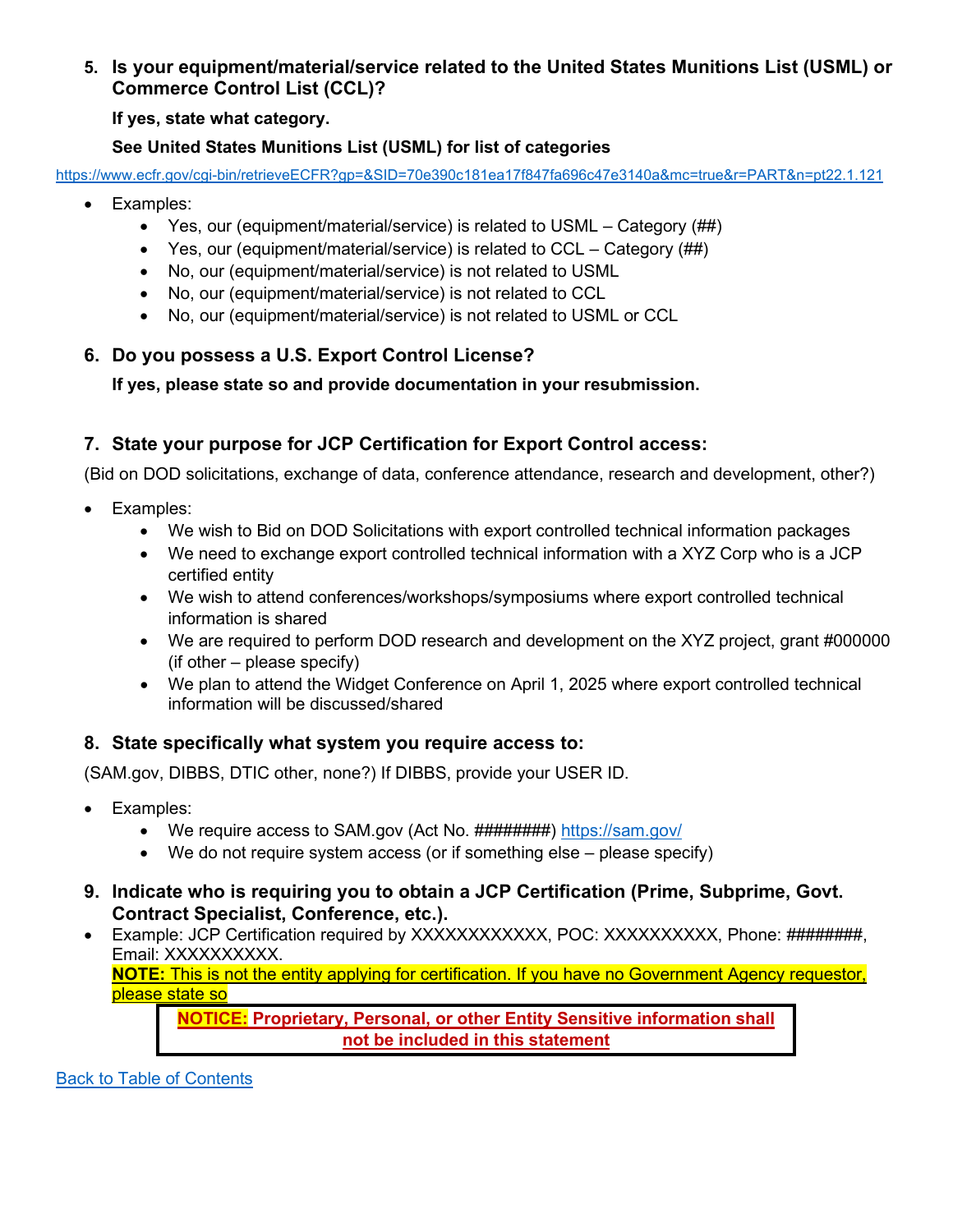5. **Is your equipment/material/service related to the United States Munitions List (USML) or Commerce Control List (CCL)?**

   **If yes, state what category.**

   **See United States Munitions List (USML) for list of categories**

https://www.ecfr.gov/cgi-bin/retrieveECFR?gp=&SID=70e390c181ea17f847fa696c47e3140a&mc=true&r=PART&n=pt22.1.121

- Examples:
  - Yes, our (equipment/material/service) is related to USML – Category (##)
  - Yes, our (equipment/material/service) is related to CCL – Category (##)
  - No, our (equipment/material/service) is not related to USML
  - No, our (equipment/material/service) is not related to CCL
  - No, our (equipment/material/service) is not related to USML or CCL

6. **Do you possess a U.S. Export Control License?**

   **If yes, please state so and provide documentation in your resubmission.**

7. **State your purpose for JCP Certification for Export Control access:**

(Bid on DOD solicitations, exchange of data, conference attendance, research and development, other?)

- Examples:
  - We wish to Bid on DOD Solicitations with export controlled technical information packages
  - We need to exchange export controlled technical information with a XYZ Corp who is a JCP certified entity
  - We wish to attend conferences/workshops/symposiums where export controlled technical information is shared
  - We are required to perform DOD research and development on the XYZ project, grant #000000 (if other – please specify)
  - We plan to attend the Widget Conference on April 1, 2025 where export controlled technical information will be discussed/shared

8. **State specifically what system you require access to:**

(SAM.gov, DIBBS, DTIC other, none?) If DIBBS, provide your USER ID.

- Examples:
  - We require access to SAM.gov (Act No. ########) https://sam.gov/
  - We do not require system access (or if something else – please specify)

9. **Indicate who is requiring you to obtain a JCP Certification (Prime, Subprime, Govt. Contract Specialist, Conference, etc.).**

- Example: JCP Certification required by XXXXXXXXXXXX, POC: XXXXXXXXXX, Phone: ########, Email: XXXXXXXXXX.
  **NOTE:** This is not the entity applying for certification. If you have no Government Agency requestor, please state so

**NOTICE: Proprietary, Personal, or other Entity Sensitive information shall not be included in this statement**

Back to Table of Contents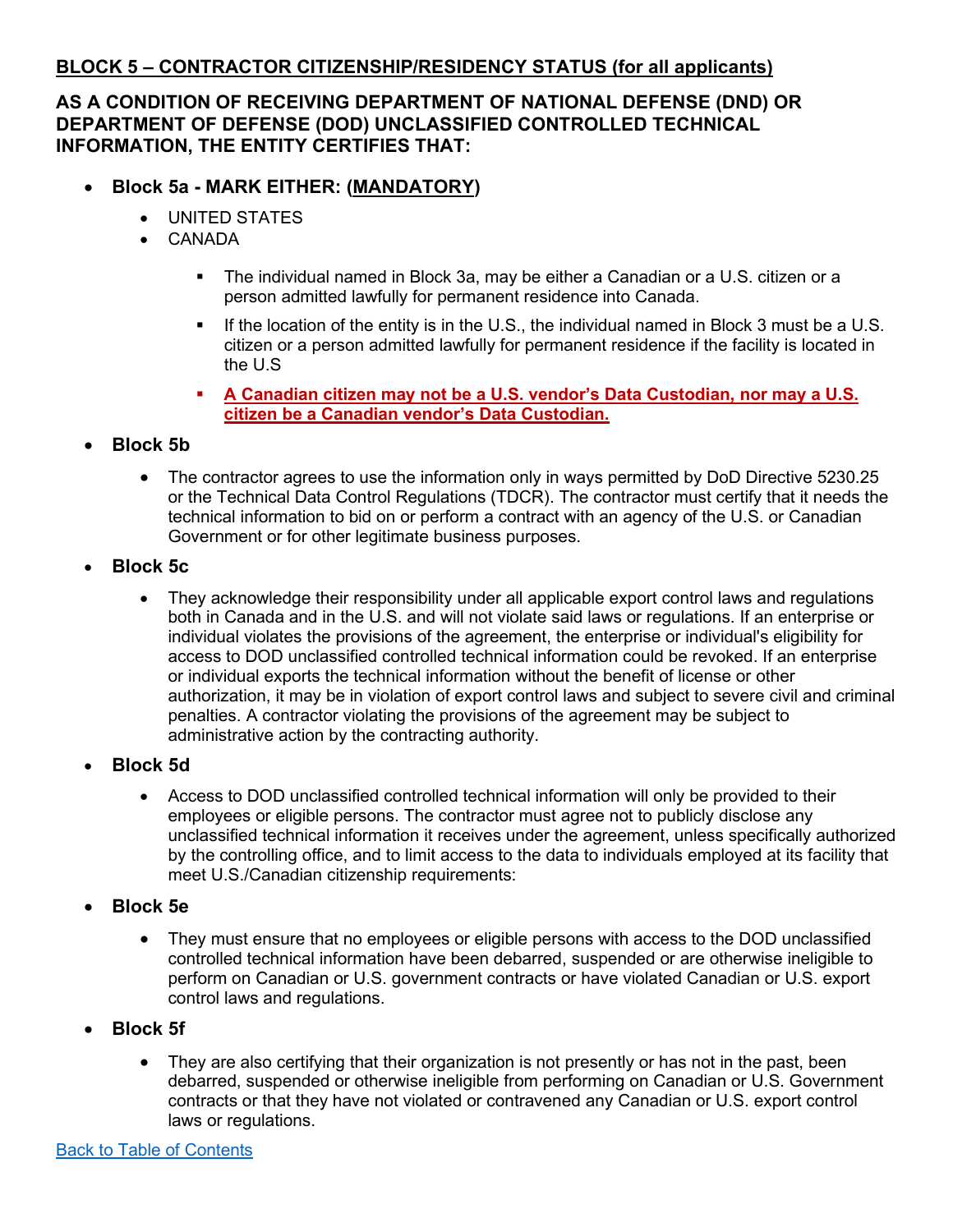## BLOCK 5 – CONTRACTOR CITIZENSHIP/RESIDENCY STATUS (for all applicants)

### AS A CONDITION OF RECEIVING DEPARTMENT OF NATIONAL DEFENSE (DND) OR DEPARTMENT OF DEFENSE (DOD) UNCLASSIFIED CONTROLLED TECHNICAL INFORMATION, THE ENTITY CERTIFIES THAT:

- **Block 5a - MARK EITHER: (MANDATORY)**
  - UNITED STATES
  - CANADA
    - The individual named in Block 3a, may be either a Canadian or a U.S. citizen or a person admitted lawfully for permanent residence into Canada.
    - If the location of the entity is in the U.S., the individual named in Block 3 must be a U.S. citizen or a person admitted lawfully for permanent residence if the facility is located in the U.S
    - **A Canadian citizen may not be a U.S. vendor's Data Custodian, nor may a U.S. citizen be a Canadian vendor's Data Custodian.**
- **Block 5b**
  - The contractor agrees to use the information only in ways permitted by DoD Directive 5230.25 or the Technical Data Control Regulations (TDCR). The contractor must certify that it needs the technical information to bid on or perform a contract with an agency of the U.S. or Canadian Government or for other legitimate business purposes.
- **Block 5c**
  - They acknowledge their responsibility under all applicable export control laws and regulations both in Canada and in the U.S. and will not violate said laws or regulations. If an enterprise or individual violates the provisions of the agreement, the enterprise or individual's eligibility for access to DOD unclassified controlled technical information could be revoked. If an enterprise or individual exports the technical information without the benefit of license or other authorization, it may be in violation of export control laws and subject to severe civil and criminal penalties. A contractor violating the provisions of the agreement may be subject to administrative action by the contracting authority.
- **Block 5d**
  - Access to DOD unclassified controlled technical information will only be provided to their employees or eligible persons. The contractor must agree not to publicly disclose any unclassified technical information it receives under the agreement, unless specifically authorized by the controlling office, and to limit access to the data to individuals employed at its facility that meet U.S./Canadian citizenship requirements:
- **Block 5e**
  - They must ensure that no employees or eligible persons with access to the DOD unclassified controlled technical information have been debarred, suspended or are otherwise ineligible to perform on Canadian or U.S. government contracts or have violated Canadian or U.S. export control laws and regulations.
- **Block 5f**
  - They are also certifying that their organization is not presently or has not in the past, been debarred, suspended or otherwise ineligible from performing on Canadian or U.S. Government contracts or that they have not violated or contravened any Canadian or U.S. export control laws or regulations.

[Back to Table of Contents]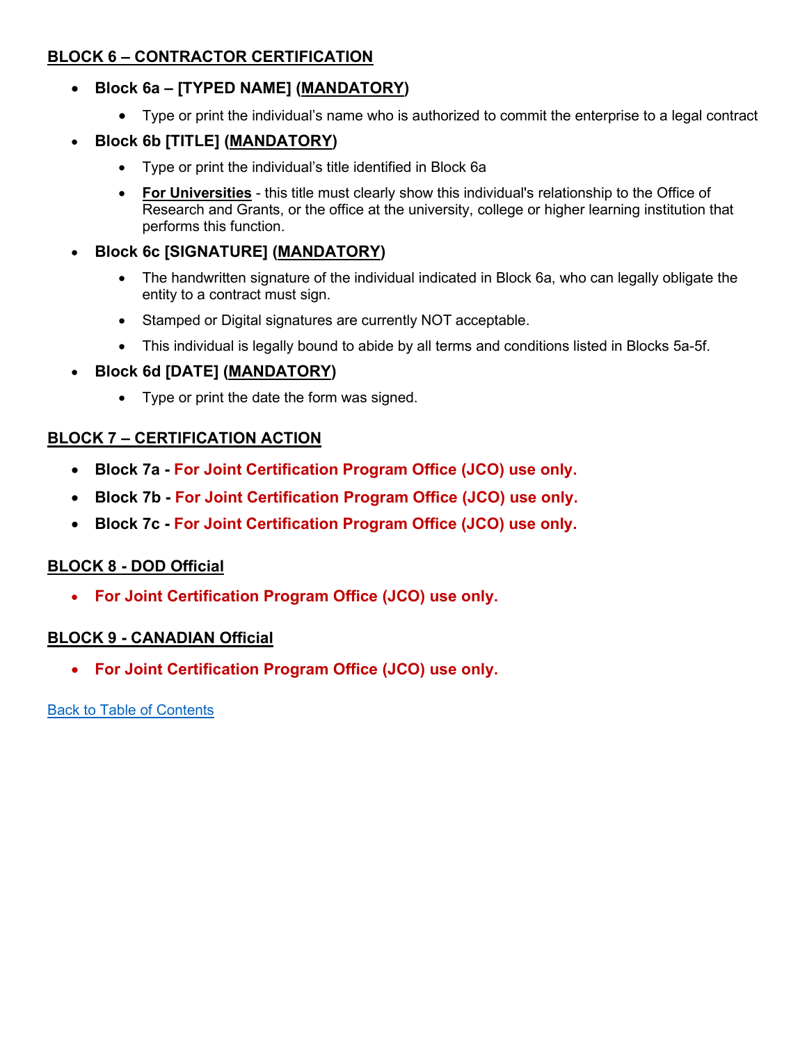## BLOCK 6 – CONTRACTOR CERTIFICATION

- **Block 6a – [TYPED NAME] (MANDATORY)**
  - Type or print the individual's name who is authorized to commit the enterprise to a legal contract
- **Block 6b [TITLE] (MANDATORY)**
  - Type or print the individual's title identified in Block 6a
  - **For Universities** - this title must clearly show this individual's relationship to the Office of Research and Grants, or the office at the university, college or higher learning institution that performs this function.
- **Block 6c [SIGNATURE] (MANDATORY)**
  - The handwritten signature of the individual indicated in Block 6a, who can legally obligate the entity to a contract must sign.
  - Stamped or Digital signatures are currently NOT acceptable.
  - This individual is legally bound to abide by all terms and conditions listed in Blocks 5a-5f.
- **Block 6d [DATE] (MANDATORY)**
  - Type or print the date the form was signed.

## BLOCK 7 – CERTIFICATION ACTION

- **Block 7a - For Joint Certification Program Office (JCO) use only.**
- **Block 7b - For Joint Certification Program Office (JCO) use only.**
- **Block 7c - For Joint Certification Program Office (JCO) use only.**

## BLOCK 8 - DOD Official

- **For Joint Certification Program Office (JCO) use only.**

## BLOCK 9 - CANADIAN Official

- **For Joint Certification Program Office (JCO) use only.**

Back to Table of Contents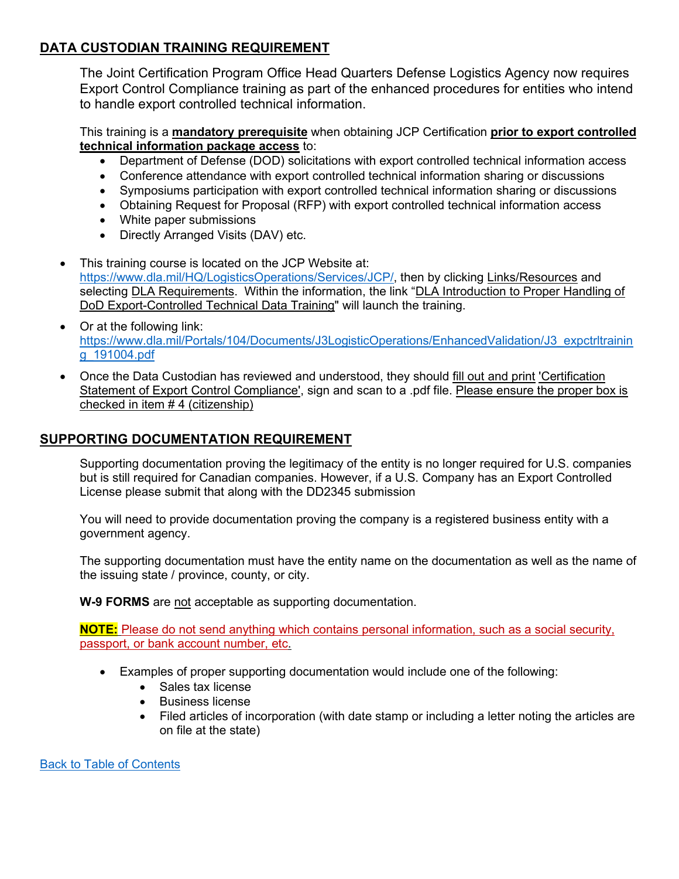## DATA CUSTODIAN TRAINING REQUIREMENT

The Joint Certification Program Office Head Quarters Defense Logistics Agency now requires Export Control Compliance training as part of the enhanced procedures for entities who intend to handle export controlled technical information.

This training is a **mandatory prerequisite** when obtaining JCP Certification **prior to export controlled technical information package access** to:

- Department of Defense (DOD) solicitations with export controlled technical information access
- Conference attendance with export controlled technical information sharing or discussions
- Symposiums participation with export controlled technical information sharing or discussions
- Obtaining Request for Proposal (RFP) with export controlled technical information access
- White paper submissions
- Directly Arranged Visits (DAV) etc.

- This training course is located on the JCP Website at: https://www.dla.mil/HQ/LogisticsOperations/Services/JCP/, then by clicking Links/Resources and selecting DLA Requirements. Within the information, the link "DLA Introduction to Proper Handling of DoD Export-Controlled Technical Data Training" will launch the training.
- Or at the following link: https://www.dla.mil/Portals/104/Documents/J3LogisticOperations/EnhancedValidation/J3_expctrltraining_191004.pdf
- Once the Data Custodian has reviewed and understood, they should fill out and print 'Certification Statement of Export Control Compliance', sign and scan to a .pdf file. Please ensure the proper box is checked in item # 4 (citizenship)

## SUPPORTING DOCUMENTATION REQUIREMENT

Supporting documentation proving the legitimacy of the entity is no longer required for U.S. companies but is still required for Canadian companies. However, if a U.S. Company has an Export Controlled License please submit that along with the DD2345 submission

You will need to provide documentation proving the company is a registered business entity with a government agency.

The supporting documentation must have the entity name on the documentation as well as the name of the issuing state / province, county, or city.

**W-9 FORMS** are not acceptable as supporting documentation.

**NOTE:** Please do not send anything which contains personal information, such as a social security, passport, or bank account number, etc.

- Examples of proper supporting documentation would include one of the following:
  - Sales tax license
  - Business license
  - Filed articles of incorporation (with date stamp or including a letter noting the articles are on file at the state)

Back to Table of Contents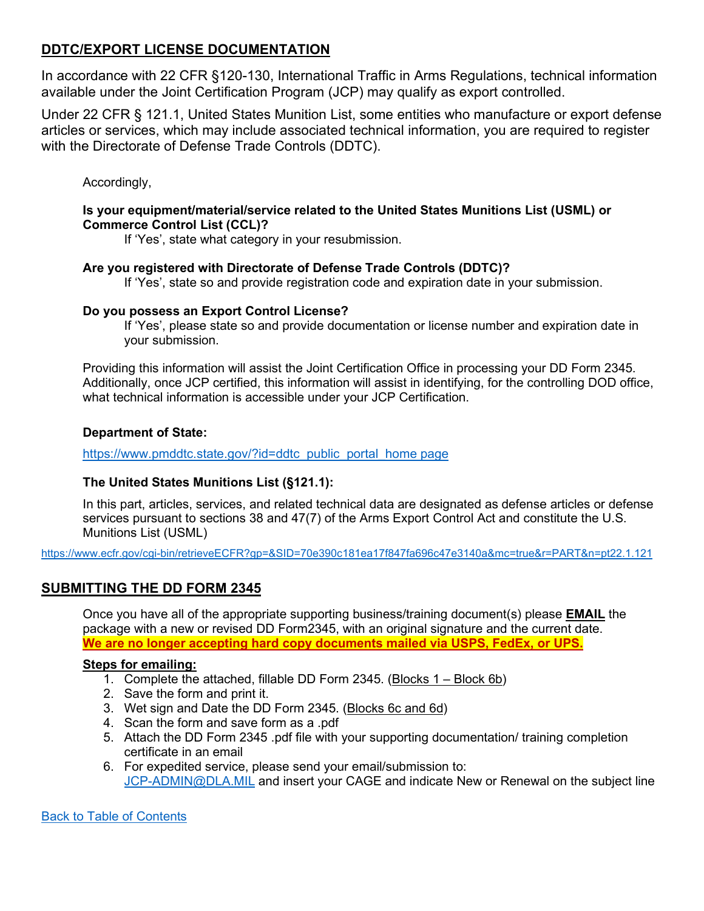## DDTC/EXPORT LICENSE DOCUMENTATION

In accordance with 22 CFR §120-130, International Traffic in Arms Regulations, technical information available under the Joint Certification Program (JCP) may qualify as export controlled.

Under 22 CFR § 121.1, United States Munition List, some entities who manufacture or export defense articles or services, which may include associated technical information, you are required to register with the Directorate of Defense Trade Controls (DDTC).

Accordingly,

**Is your equipment/material/service related to the United States Munitions List (USML) or Commerce Control List (CCL)?**
If 'Yes', state what category in your resubmission.

**Are you registered with Directorate of Defense Trade Controls (DDTC)?**
If 'Yes', state so and provide registration code and expiration date in your submission.

**Do you possess an Export Control License?**
If 'Yes', please state so and provide documentation or license number and expiration date in your submission.

Providing this information will assist the Joint Certification Office in processing your DD Form 2345. Additionally, once JCP certified, this information will assist in identifying, for the controlling DOD office, what technical information is accessible under your JCP Certification.

**Department of State:**

https://www.pmddtc.state.gov/?id=ddtc_public_portal_home page

**The United States Munitions List (§121.1):**

In this part, articles, services, and related technical data are designated as defense articles or defense services pursuant to sections 38 and 47(7) of the Arms Export Control Act and constitute the U.S. Munitions List (USML)

https://www.ecfr.gov/cgi-bin/retrieveECFR?gp=&SID=70e390c181ea17f847fa696c47e3140a&mc=true&r=PART&n=pt22.1.121

## SUBMITTING THE DD FORM 2345

Once you have all of the appropriate supporting business/training document(s) please **EMAIL** the package with a new or revised DD Form2345, with an original signature and the current date.
**We are no longer accepting hard copy documents mailed via USPS, FedEx, or UPS.**

**Steps for emailing:**

1. Complete the attached, fillable DD Form 2345. (Blocks 1 – Block 6b)
2. Save the form and print it.
3. Wet sign and Date the DD Form 2345. (Blocks 6c and 6d)
4. Scan the form and save form as a .pdf
5. Attach the DD Form 2345 .pdf file with your supporting documentation/ training completion certificate in an email
6. For expedited service, please send your email/submission to: JCP-ADMIN@DLA.MIL and insert your CAGE and indicate New or Renewal on the subject line

Back to Table of Contents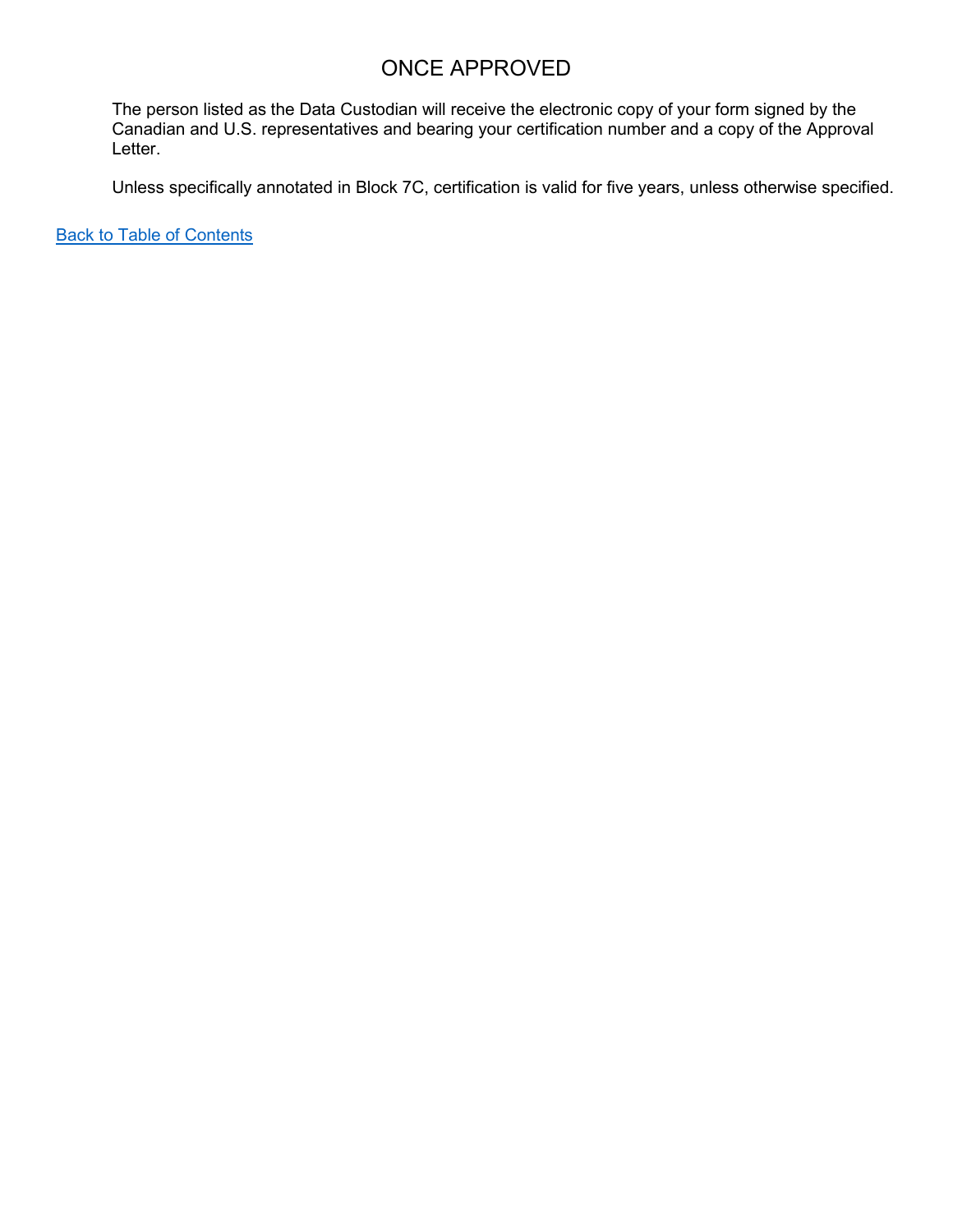# ONCE APPROVED

The person listed as the Data Custodian will receive the electronic copy of your form signed by the Canadian and U.S. representatives and bearing your certification number and a copy of the Approval Letter.

Unless specifically annotated in Block 7C, certification is valid for five years, unless otherwise specified.

Back to Table of Contents